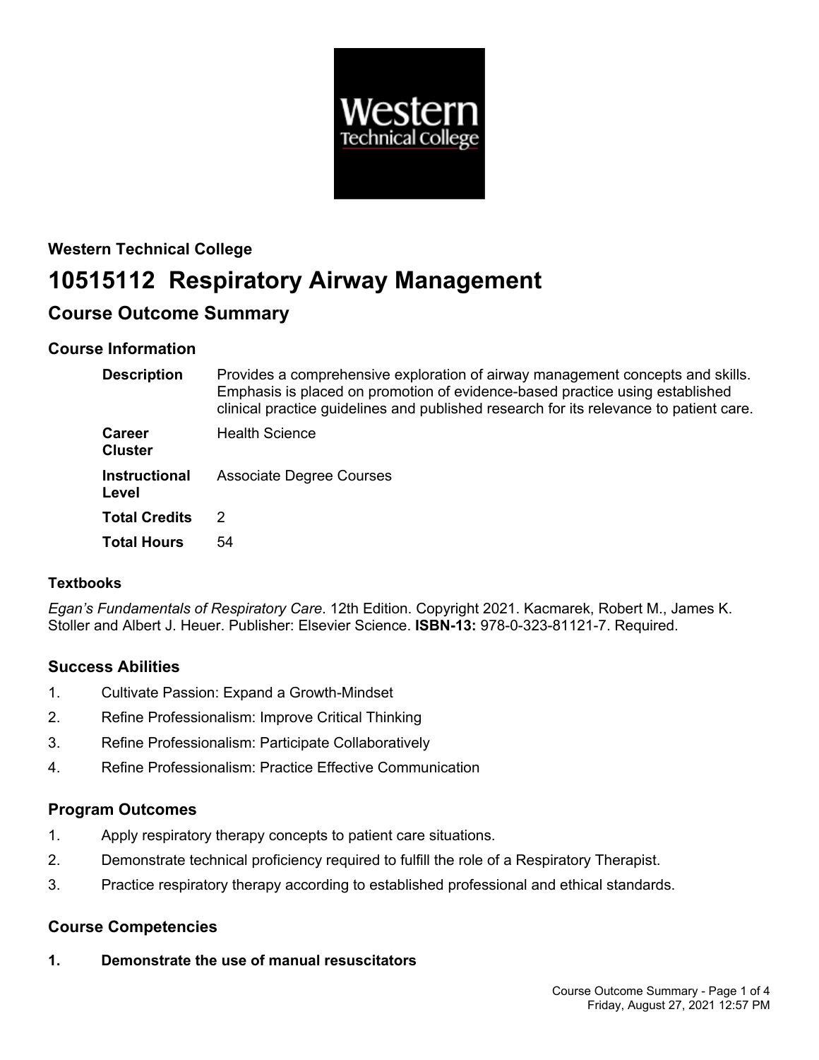**Western Technical College**

# 10515112 Respiratory Airway Management

## Course Outcome Summary

### Course Information

| | |
|---|---|
| **Description** | Provides a comprehensive exploration of airway management concepts and skills. Emphasis is placed on promotion of evidence-based practice using established clinical practice guidelines and published research for its relevance to patient care. |
| **Career Cluster** | Health Science |
| **Instructional Level** | Associate Degree Courses |
| **Total Credits** | 2 |
| **Total Hours** | 54 |

#### Textbooks

*Egan's Fundamentals of Respiratory Care*. 12th Edition. Copyright 2021. Kacmarek, Robert M., James K. Stoller and Albert J. Heuer. Publisher: Elsevier Science. **ISBN-13:** 978-0-323-81121-7. Required.

### Success Abilities

1. Cultivate Passion: Expand a Growth-Mindset
2. Refine Professionalism: Improve Critical Thinking
3. Refine Professionalism: Participate Collaboratively
4. Refine Professionalism: Practice Effective Communication

### Program Outcomes

1. Apply respiratory therapy concepts to patient care situations.
2. Demonstrate technical proficiency required to fulfill the role of a Respiratory Therapist.
3. Practice respiratory therapy according to established professional and ethical standards.

### Course Competencies

**1. Demonstrate the use of manual resuscitators**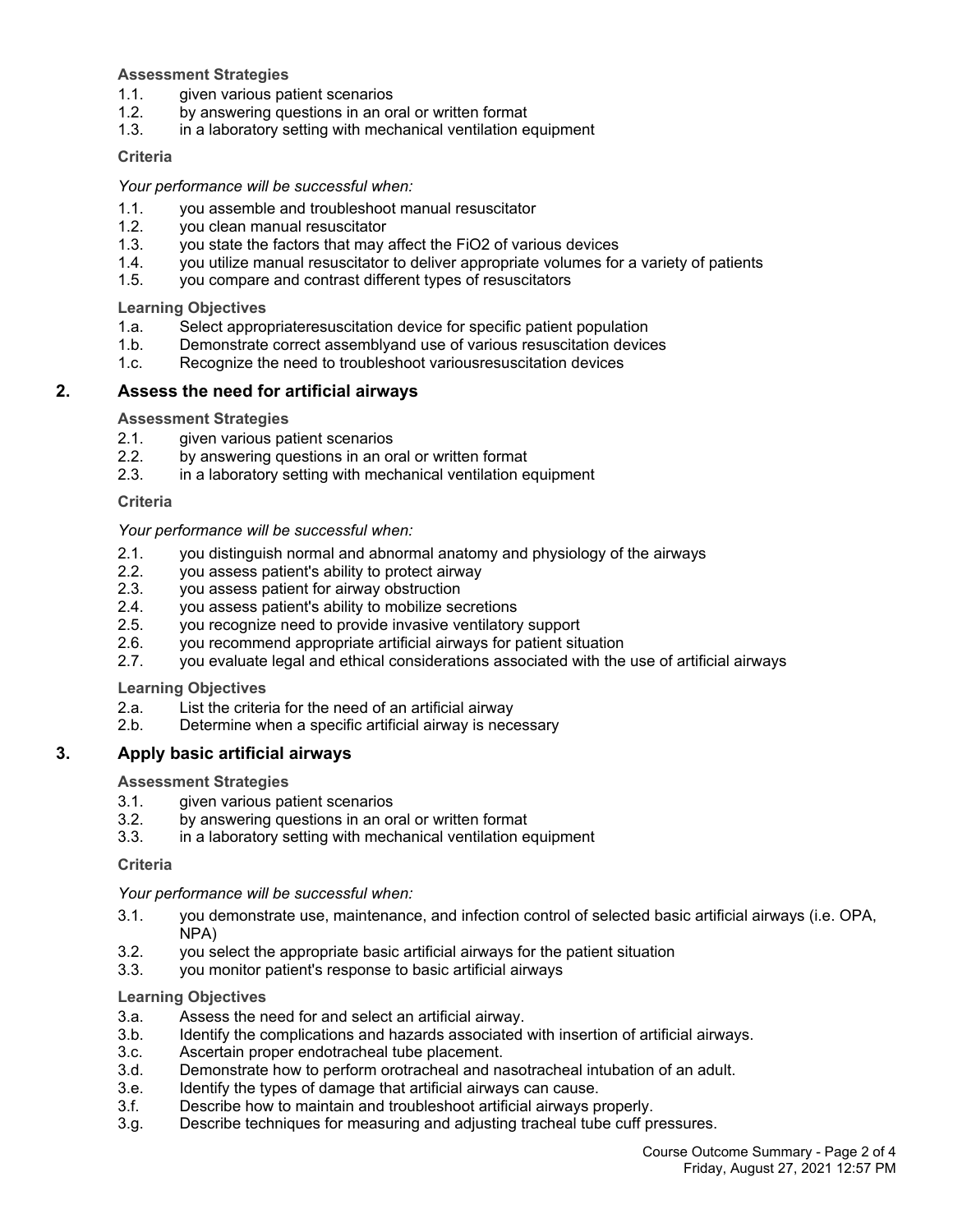**Assessment Strategies**

1.1. given various patient scenarios
1.2. by answering questions in an oral or written format
1.3. in a laboratory setting with mechanical ventilation equipment

**Criteria**

*Your performance will be successful when:*

1.1. you assemble and troubleshoot manual resuscitator
1.2. you clean manual resuscitator
1.3. you state the factors that may affect the FiO2 of various devices
1.4. you utilize manual resuscitator to deliver appropriate volumes for a variety of patients
1.5. you compare and contrast different types of resuscitators

**Learning Objectives**

1.a. Select appropriateresuscitation device for specific patient population
1.b. Demonstrate correct assemblyand use of various resuscitation devices
1.c. Recognize the need to troubleshoot variousresuscitation devices

## 2. Assess the need for artificial airways

**Assessment Strategies**

2.1. given various patient scenarios
2.2. by answering questions in an oral or written format
2.3. in a laboratory setting with mechanical ventilation equipment

**Criteria**

*Your performance will be successful when:*

2.1. you distinguish normal and abnormal anatomy and physiology of the airways
2.2. you assess patient's ability to protect airway
2.3. you assess patient for airway obstruction
2.4. you assess patient's ability to mobilize secretions
2.5. you recognize need to provide invasive ventilatory support
2.6. you recommend appropriate artificial airways for patient situation
2.7. you evaluate legal and ethical considerations associated with the use of artificial airways

**Learning Objectives**

2.a. List the criteria for the need of an artificial airway
2.b. Determine when a specific artificial airway is necessary

## 3. Apply basic artificial airways

**Assessment Strategies**

3.1. given various patient scenarios
3.2. by answering questions in an oral or written format
3.3. in a laboratory setting with mechanical ventilation equipment

**Criteria**

*Your performance will be successful when:*

3.1. you demonstrate use, maintenance, and infection control of selected basic artificial airways (i.e. OPA, NPA)
3.2. you select the appropriate basic artificial airways for the patient situation
3.3. you monitor patient's response to basic artificial airways

**Learning Objectives**

3.a. Assess the need for and select an artificial airway.
3.b. Identify the complications and hazards associated with insertion of artificial airways.
3.c. Ascertain proper endotracheal tube placement.
3.d. Demonstrate how to perform orotracheal and nasotracheal intubation of an adult.
3.e. Identify the types of damage that artificial airways can cause.
3.f. Describe how to maintain and troubleshoot artificial airways properly.
3.g. Describe techniques for measuring and adjusting tracheal tube cuff pressures.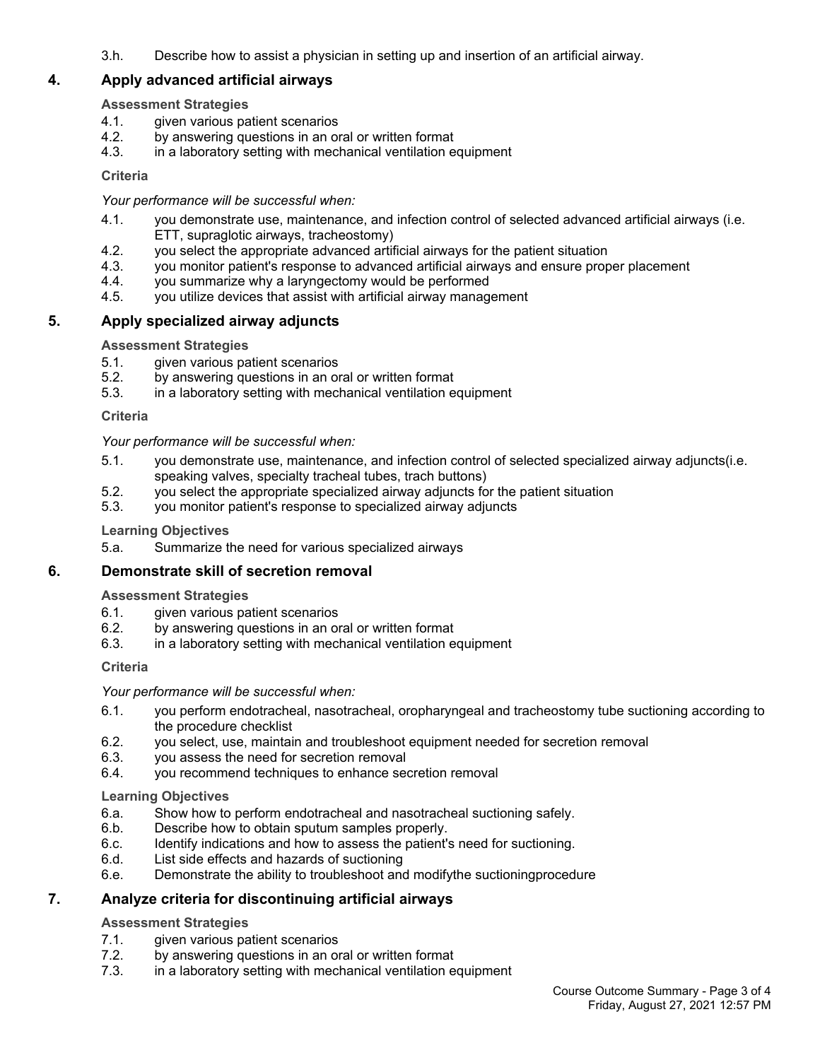3.h. Describe how to assist a physician in setting up and insertion of an artificial airway.

## 4. Apply advanced artificial airways

**Assessment Strategies**

4.1. given various patient scenarios
4.2. by answering questions in an oral or written format
4.3. in a laboratory setting with mechanical ventilation equipment

**Criteria**

*Your performance will be successful when:*

4.1. you demonstrate use, maintenance, and infection control of selected advanced artificial airways (i.e. ETT, supraglotic airways, tracheostomy)
4.2. you select the appropriate advanced artificial airways for the patient situation
4.3. you monitor patient's response to advanced artificial airways and ensure proper placement
4.4. you summarize why a laryngectomy would be performed
4.5. you utilize devices that assist with artificial airway management

## 5. Apply specialized airway adjuncts

**Assessment Strategies**

5.1. given various patient scenarios
5.2. by answering questions in an oral or written format
5.3. in a laboratory setting with mechanical ventilation equipment

**Criteria**

*Your performance will be successful when:*

5.1. you demonstrate use, maintenance, and infection control of selected specialized airway adjuncts(i.e. speaking valves, specialty tracheal tubes, trach buttons)
5.2. you select the appropriate specialized airway adjuncts for the patient situation
5.3. you monitor patient's response to specialized airway adjuncts

**Learning Objectives**

5.a. Summarize the need for various specialized airways

## 6. Demonstrate skill of secretion removal

**Assessment Strategies**

6.1. given various patient scenarios
6.2. by answering questions in an oral or written format
6.3. in a laboratory setting with mechanical ventilation equipment

**Criteria**

*Your performance will be successful when:*

6.1. you perform endotracheal, nasotracheal, oropharyngeal and tracheostomy tube suctioning according to the procedure checklist
6.2. you select, use, maintain and troubleshoot equipment needed for secretion removal
6.3. you assess the need for secretion removal
6.4. you recommend techniques to enhance secretion removal

**Learning Objectives**

6.a. Show how to perform endotracheal and nasotracheal suctioning safely.
6.b. Describe how to obtain sputum samples properly.
6.c. Identify indications and how to assess the patient's need for suctioning.
6.d. List side effects and hazards of suctioning
6.e. Demonstrate the ability to troubleshoot and modifythe suctioningprocedure

## 7. Analyze criteria for discontinuing artificial airways

**Assessment Strategies**

7.1. given various patient scenarios
7.2. by answering questions in an oral or written format
7.3. in a laboratory setting with mechanical ventilation equipment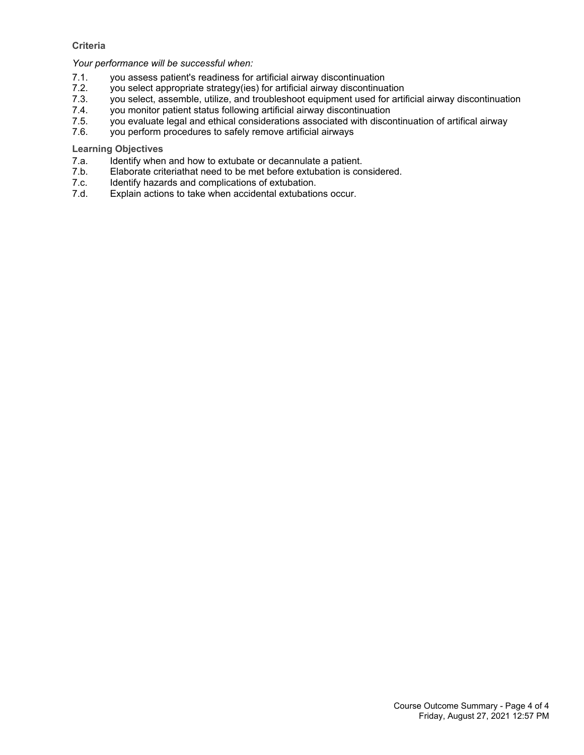**Criteria**

*Your performance will be successful when:*

7.1. you assess patient's readiness for artificial airway discontinuation
7.2. you select appropriate strategy(ies) for artificial airway discontinuation
7.3. you select, assemble, utilize, and troubleshoot equipment used for artificial airway discontinuation
7.4. you monitor patient status following artificial airway discontinuation
7.5. you evaluate legal and ethical considerations associated with discontinuation of artifical airway
7.6. you perform procedures to safely remove artificial airways

**Learning Objectives**

7.a. Identify when and how to extubate or decannulate a patient.
7.b. Elaborate criteriathat need to be met before extubation is considered.
7.c. Identify hazards and complications of extubation.
7.d. Explain actions to take when accidental extubations occur.